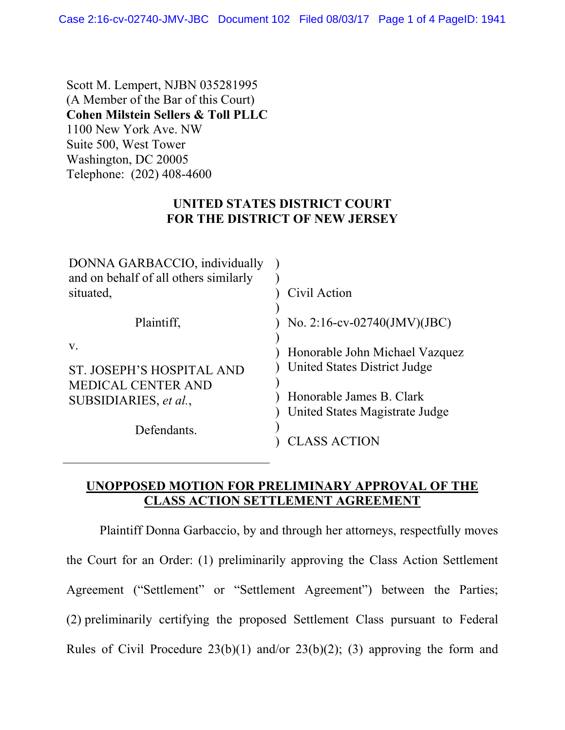Scott M. Lempert, NJBN 035281995
(A Member of the Bar of this Court)
**Cohen Milstein Sellers & Toll PLLC**
1100 New York Ave. NW
Suite 500, West Tower
Washington, DC 20005
Telephone: (202) 408-4600

**UNITED STATES DISTRICT COURT**
**FOR THE DISTRICT OF NEW JERSEY**

| | |
|---|---|
| DONNA GARBACCIO, individually and on behalf of all others similarly situated, | Civil Action |
| Plaintiff, | No. 2:16-cv-02740(JMV)(JBC) |
| v. | Honorable John Michael Vazquez United States District Judge |
| ST. JOSEPH'S HOSPITAL AND MEDICAL CENTER AND SUBSIDIARIES, *et al.*, | Honorable James B. Clark United States Magistrate Judge |
| Defendants. | CLASS ACTION |

**UNOPPOSED MOTION FOR PRELIMINARY APPROVAL OF THE CLASS ACTION SETTLEMENT AGREEMENT**

Plaintiff Donna Garbaccio, by and through her attorneys, respectfully moves the Court for an Order: (1) preliminarily approving the Class Action Settlement Agreement ("Settlement" or "Settlement Agreement") between the Parties; (2) preliminarily certifying the proposed Settlement Class pursuant to Federal Rules of Civil Procedure 23(b)(1) and/or 23(b)(2); (3) approving the form and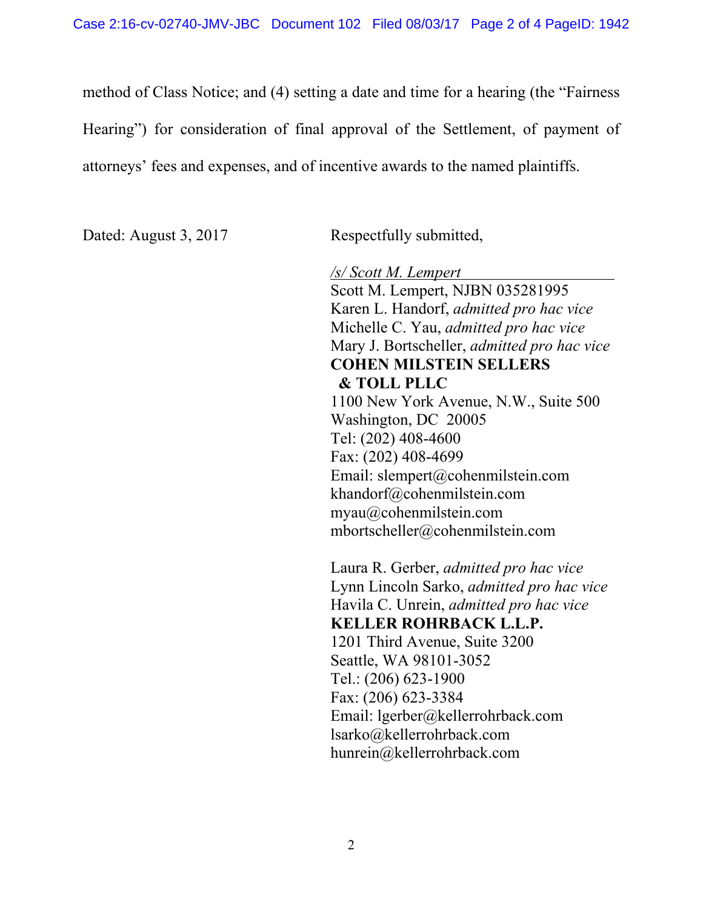method of Class Notice; and (4) setting a date and time for a hearing (the "Fairness Hearing") for consideration of final approval of the Settlement, of payment of attorneys' fees and expenses, and of incentive awards to the named plaintiffs.

Dated: August 3, 2017

Respectfully submitted,

*/s/ Scott M. Lempert*
Scott M. Lempert, NJBN 035281995
Karen L. Handorf, *admitted pro hac vice*
Michelle C. Yau, *admitted pro hac vice*
Mary J. Bortscheller, *admitted pro hac vice*
**COHEN MILSTEIN SELLERS & TOLL PLLC**
1100 New York Avenue, N.W., Suite 500
Washington, DC 20005
Tel: (202) 408-4600
Fax: (202) 408-4699
Email: slempert@cohenmilstein.com
khandorf@cohenmilstein.com
myau@cohenmilstein.com
mbortscheller@cohenmilstein.com

Laura R. Gerber, *admitted pro hac vice*
Lynn Lincoln Sarko, *admitted pro hac vice*
Havila C. Unrein, *admitted pro hac vice*
**KELLER ROHRBACK L.L.P.**
1201 Third Avenue, Suite 3200
Seattle, WA 98101-3052
Tel.: (206) 623-1900
Fax: (206) 623-3384
Email: lgerber@kellerrohrback.com
lsarko@kellerrohrback.com
hunrein@kellerrohrback.com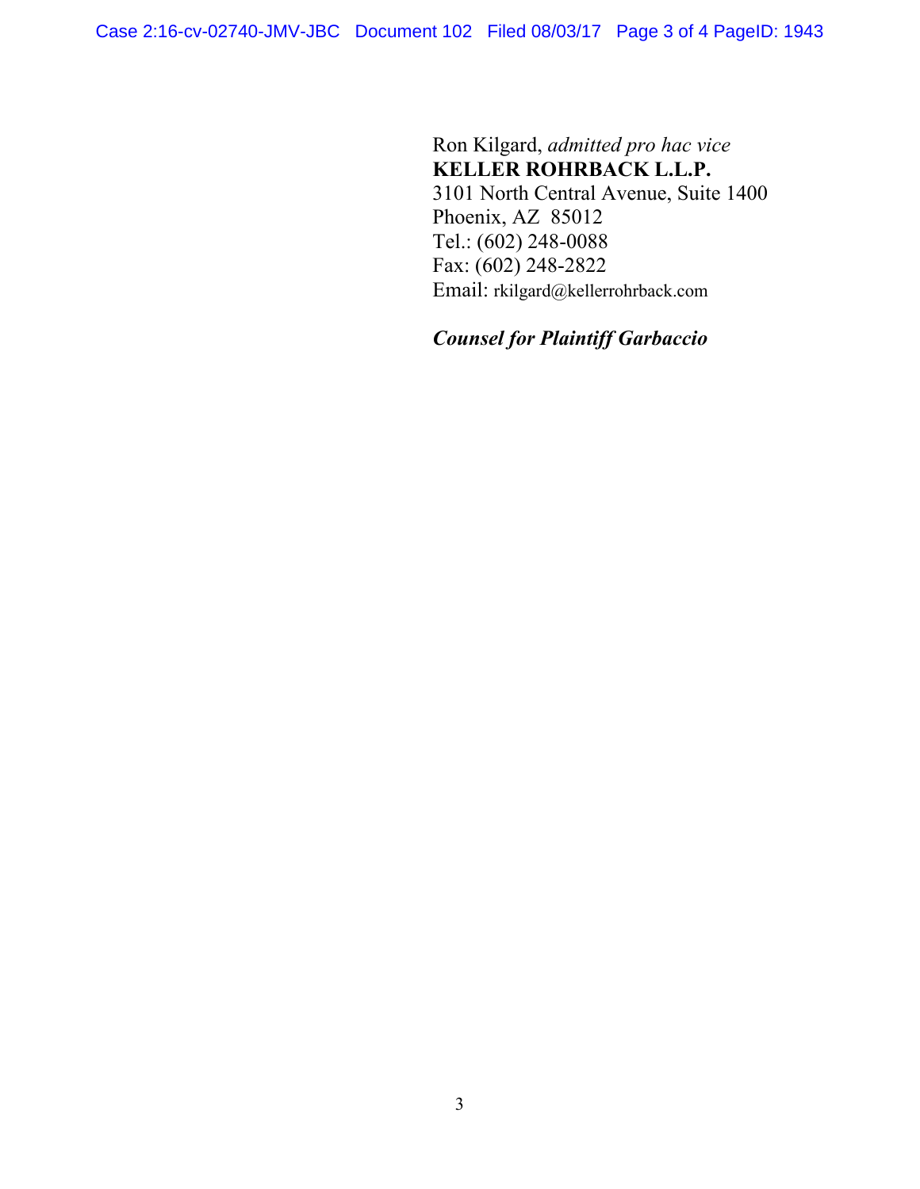Ron Kilgard, *admitted pro hac vice*
**KELLER ROHRBACK L.L.P.**
3101 North Central Avenue, Suite 1400
Phoenix, AZ 85012
Tel.: (602) 248-0088
Fax: (602) 248-2822
Email: rkilgard@kellerrohrback.com

***Counsel for Plaintiff Garbaccio***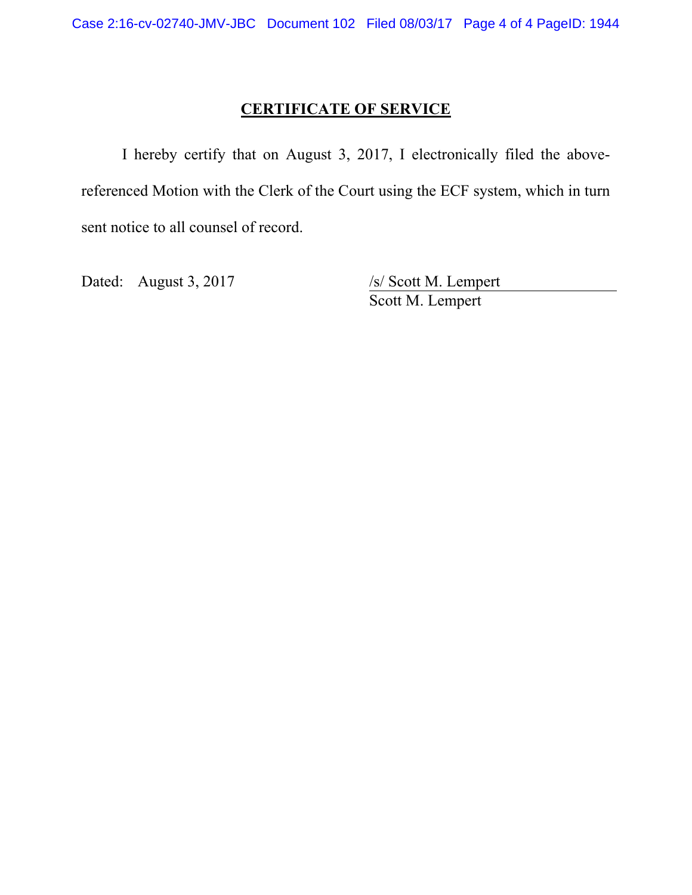## CERTIFICATE OF SERVICE

I hereby certify that on August 3, 2017, I electronically filed the above-referenced Motion with the Clerk of the Court using the ECF system, which in turn sent notice to all counsel of record.

Dated: August 3, 2017

/s/ Scott M. Lempert
Scott M. Lempert